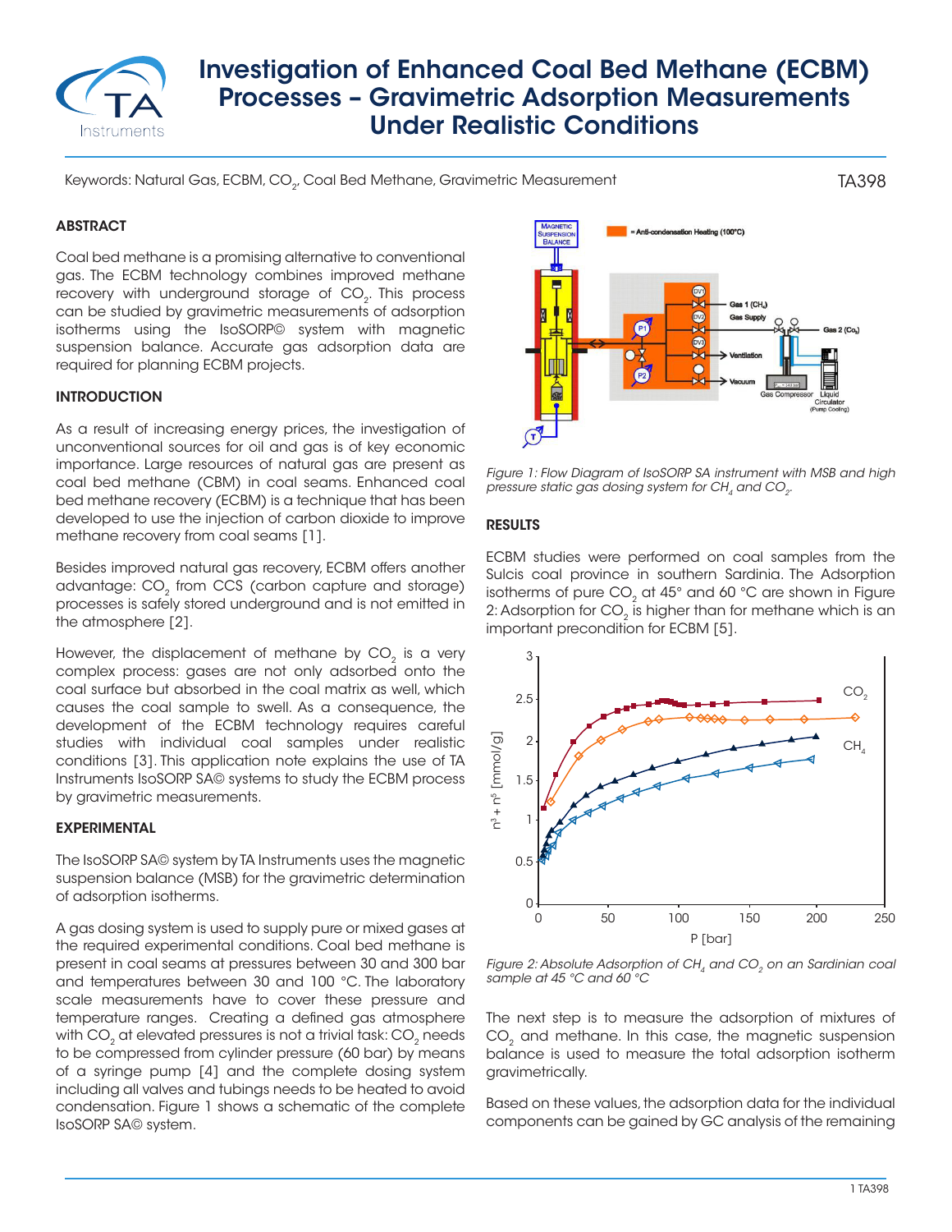# Investigation of Enhanced Coal Bed Methane (ECBM) Processes – Gravimetric Adsorption Measurements Under Realistic Conditions

Keywords: Natural Gas, ECBM, $CO_2$, Coal Bed Methane, Gravimetric Measurement

TA398

## ABSTRACT

Coal bed methane is a promising alternative to conventional gas. The ECBM technology combines improved methane recovery with underground storage of $CO_2$. This process can be studied by gravimetric measurements of adsorption isotherms using the IsoSORP© system with magnetic suspension balance. Accurate gas adsorption data are required for planning ECBM projects.

## INTRODUCTION

As a result of increasing energy prices, the investigation of unconventional sources for oil and gas is of key economic importance. Large resources of natural gas are present as coal bed methane (CBM) in coal seams. Enhanced coal bed methane recovery (ECBM) is a technique that has been developed to use the injection of carbon dioxide to improve methane recovery from coal seams [1].

Besides improved natural gas recovery, ECBM offers another advantage: $CO_2$ from CCS (carbon capture and storage) processes is safely stored underground and is not emitted in the atmosphere [2].

However, the displacement of methane by $CO_2$ is a very complex process: gases are not only adsorbed onto the coal surface but absorbed in the coal matrix as well, which causes the coal sample to swell. As a consequence, the development of the ECBM technology requires careful studies with individual coal samples under realistic conditions [3]. This application note explains the use of TA Instruments IsoSORP SA© systems to study the ECBM process by gravimetric measurements.

## EXPERIMENTAL

The IsoSORP SA© system by TA Instruments uses the magnetic suspension balance (MSB) for the gravimetric determination of adsorption isotherms.

A gas dosing system is used to supply pure or mixed gases at the required experimental conditions. Coal bed methane is present in coal seams at pressures between 30 and 300 bar and temperatures between 30 and 100 °C. The laboratory scale measurements have to cover these pressure and temperature ranges. Creating a defined gas atmosphere with $CO_2$ at elevated pressures is not a trivial task: $CO_2$ needs to be compressed from cylinder pressure (60 bar) by means of a syringe pump [4] and the complete dosing system including all valves and tubings needs to be heated to avoid condensation. Figure 1 shows a schematic of the complete IsoSORP SA© system.

*Figure 1: Flow Diagram of IsoSORP SA instrument with MSB and high pressure static gas dosing system for $CH_4$ and $CO_2$.*

## RESULTS

ECBM studies were performed on coal samples from the Sulcis coal province in southern Sardinia. The Adsorption isotherms of pure $CO_2$ at 45° and 60 °C are shown in Figure 2: Adsorption for $CO_2$ is higher than for methane which is an important precondition for ECBM [5].

*Figure 2: Absolute Adsorption of $CH_4$ and $CO_2$ on an Sardinian coal sample at 45 °C and 60 °C*

The next step is to measure the adsorption of mixtures of $CO_2$ and methane. In this case, the magnetic suspension balance is used to measure the total adsorption isotherm gravimetrically.

Based on these values, the adsorption data for the individual components can be gained by GC analysis of the remaining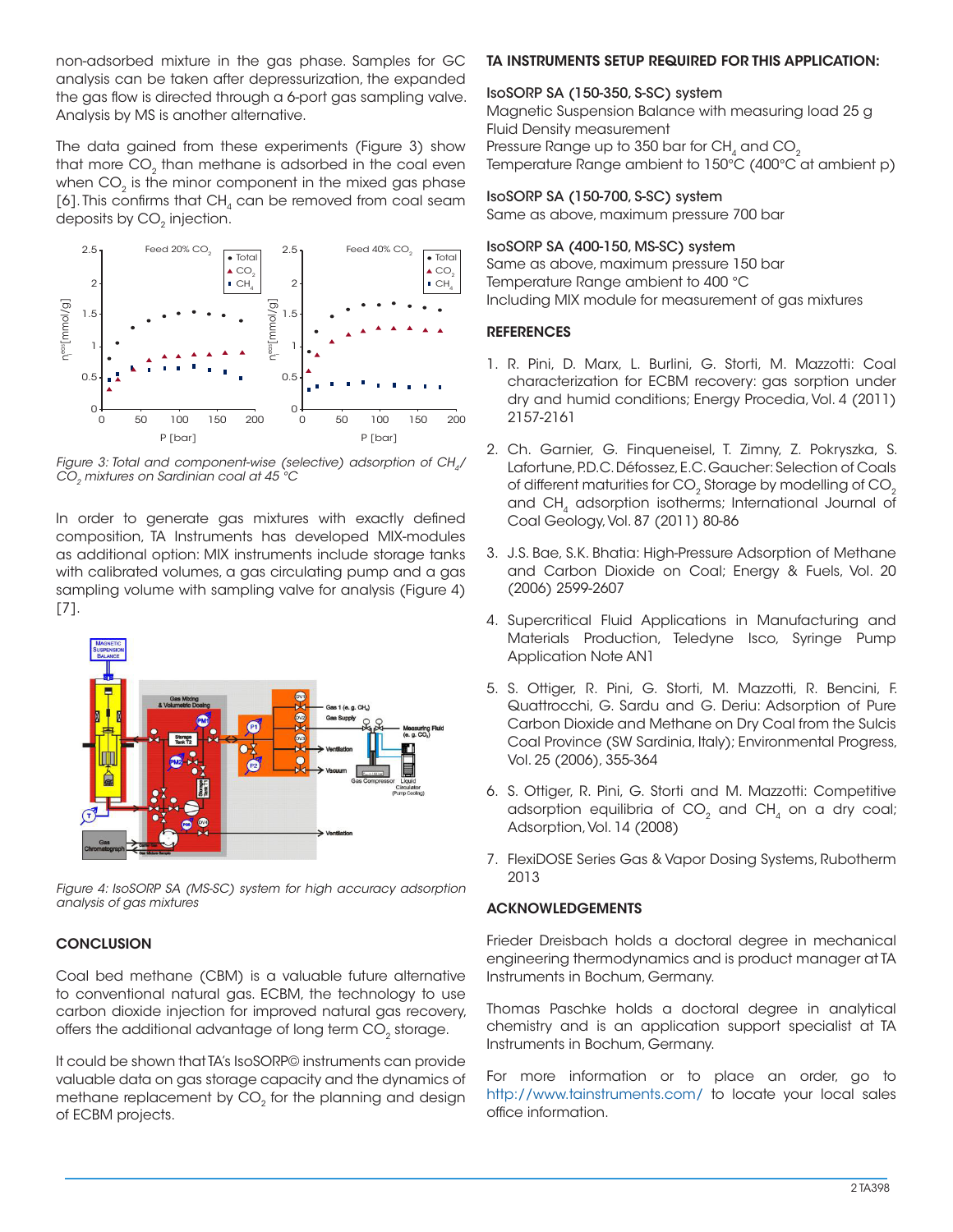non-adsorbed mixture in the gas phase. Samples for GC analysis can be taken after depressurization, the expanded the gas flow is directed through a 6-port gas sampling valve. Analysis by MS is another alternative.

The data gained from these experiments (Figure 3) show that more $CO_2$ than methane is adsorbed in the coal even when $CO_2$ is the minor component in the mixed gas phase [6]. This confirms that $CH_4$ can be removed from coal seam deposits by $CO_2$ injection.

Feed 20% $CO_2$

Feed 40% $CO_2$

Total

$CO_2$

$CH_4$

$n_i^{ex}$ [mmol/g]

2.5

2

1.5

1

0.5

0

0 50 100 150 200

P [bar]

*Figure 3: Total and component-wise (selective) adsorption of $CH_4$/$CO_2$ mixtures on Sardinian coal at 45 °C*

In order to generate gas mixtures with exactly defined composition, TA Instruments has developed MIX-modules as additional option: MIX instruments include storage tanks with calibrated volumes, a gas circulating pump and a gas sampling volume with sampling valve for analysis (Figure 4) [7].

*Figure 4: IsoSORP SA (MS-SC) system for high accuracy adsorption analysis of gas mixtures*

## CONCLUSION

Coal bed methane (CBM) is a valuable future alternative to conventional natural gas. ECBM, the technology to use carbon dioxide injection for improved natural gas recovery, offers the additional advantage of long term $CO_2$ storage.

It could be shown that TA's IsoSORP© instruments can provide valuable data on gas storage capacity and the dynamics of methane replacement by $CO_2$ for the planning and design of ECBM projects.

## TA INSTRUMENTS SETUP REQUIRED FOR THIS APPLICATION:

IsoSORP SA (150-350, S-SC) system
Magnetic Suspension Balance with measuring load 25 g
Fluid Density measurement
Pressure Range up to 350 bar for $CH_4$ and $CO_2$
Temperature Range ambient to 150°C (400°C at ambient p)

IsoSORP SA (150-700, S-SC) system
Same as above, maximum pressure 700 bar

IsoSORP SA (400-150, MS-SC) system
Same as above, maximum pressure 150 bar
Temperature Range ambient to 400 °C
Including MIX module for measurement of gas mixtures

## REFERENCES

1. R. Pini, D. Marx, L. Burlini, G. Storti, M. Mazzotti: Coal characterization for ECBM recovery: gas sorption under dry and humid conditions; Energy Procedia, Vol. 4 (2011) 2157-2161
2. Ch. Garnier, G. Finqueneisel, T. Zimny, Z. Pokryszka, S. Lafortune, P.D.C. Défossez, E.C. Gaucher: Selection of Coals of different maturities for $CO_2$ Storage by modelling of $CO_2$ and $CH_4$ adsorption isotherms; International Journal of Coal Geology, Vol. 87 (2011) 80-86
3. J.S. Bae, S.K. Bhatia: High-Pressure Adsorption of Methane and Carbon Dioxide on Coal; Energy & Fuels, Vol. 20 (2006) 2599-2607
4. Supercritical Fluid Applications in Manufacturing and Materials Production, Teledyne Isco, Syringe Pump Application Note AN1
5. S. Ottiger, R. Pini, G. Storti, M. Mazzotti, R. Bencini, F. Quattrocchi, G. Sardu and G. Deriu: Adsorption of Pure Carbon Dioxide and Methane on Dry Coal from the Sulcis Coal Province (SW Sardinia, Italy); Environmental Progress, Vol. 25 (2006), 355-364
6. S. Ottiger, R. Pini, G. Storti and M. Mazzotti: Competitive adsorption equilibria of $CO_2$ and $CH_4$ on a dry coal; Adsorption, Vol. 14 (2008)
7. FlexiDOSE Series Gas & Vapor Dosing Systems, Rubotherm 2013

## ACKNOWLEDGEMENTS

Frieder Dreisbach holds a doctoral degree in mechanical engineering thermodynamics and is product manager at TA Instruments in Bochum, Germany.

Thomas Paschke holds a doctoral degree in analytical chemistry and is an application support specialist at TA Instruments in Bochum, Germany.

For more information or to place an order, go to http://www.tainstruments.com/ to locate your local sales office information.